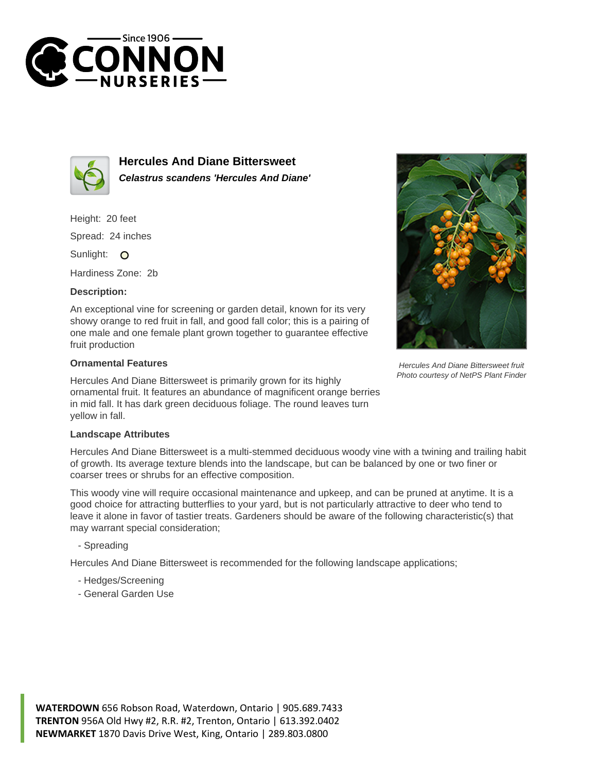# Hercules And Diane Bittersweet

***Celastrus scandens 'Hercules And Diane'***

Height: 20 feet

Spread: 24 inches

Sunlight: O

Hardiness Zone: 2b

**Description:**

An exceptional vine for screening or garden detail, known for its very showy orange to red fruit in fall, and good fall color; this is a pairing of one male and one female plant grown together to guarantee effective fruit production

*Hercules And Diane Bittersweet fruit*
*Photo courtesy of NetPS Plant Finder*

**Ornamental Features**

Hercules And Diane Bittersweet is primarily grown for its highly ornamental fruit. It features an abundance of magnificent orange berries in mid fall. It has dark green deciduous foliage. The round leaves turn yellow in fall.

**Landscape Attributes**

Hercules And Diane Bittersweet is a multi-stemmed deciduous woody vine with a twining and trailing habit of growth. Its average texture blends into the landscape, but can be balanced by one or two finer or coarser trees or shrubs for an effective composition.

This woody vine will require occasional maintenance and upkeep, and can be pruned at anytime. It is a good choice for attracting butterflies to your yard, but is not particularly attractive to deer who tend to leave it alone in favor of tastier treats. Gardeners should be aware of the following characteristic(s) that may warrant special consideration;

- Spreading

Hercules And Diane Bittersweet is recommended for the following landscape applications;

- Hedges/Screening
- General Garden Use

**WATERDOWN** 656 Robson Road, Waterdown, Ontario | 905.689.7433
**TRENTON** 956A Old Hwy #2, R.R. #2, Trenton, Ontario | 613.392.0402
**NEWMARKET** 1870 Davis Drive West, King, Ontario | 289.803.0800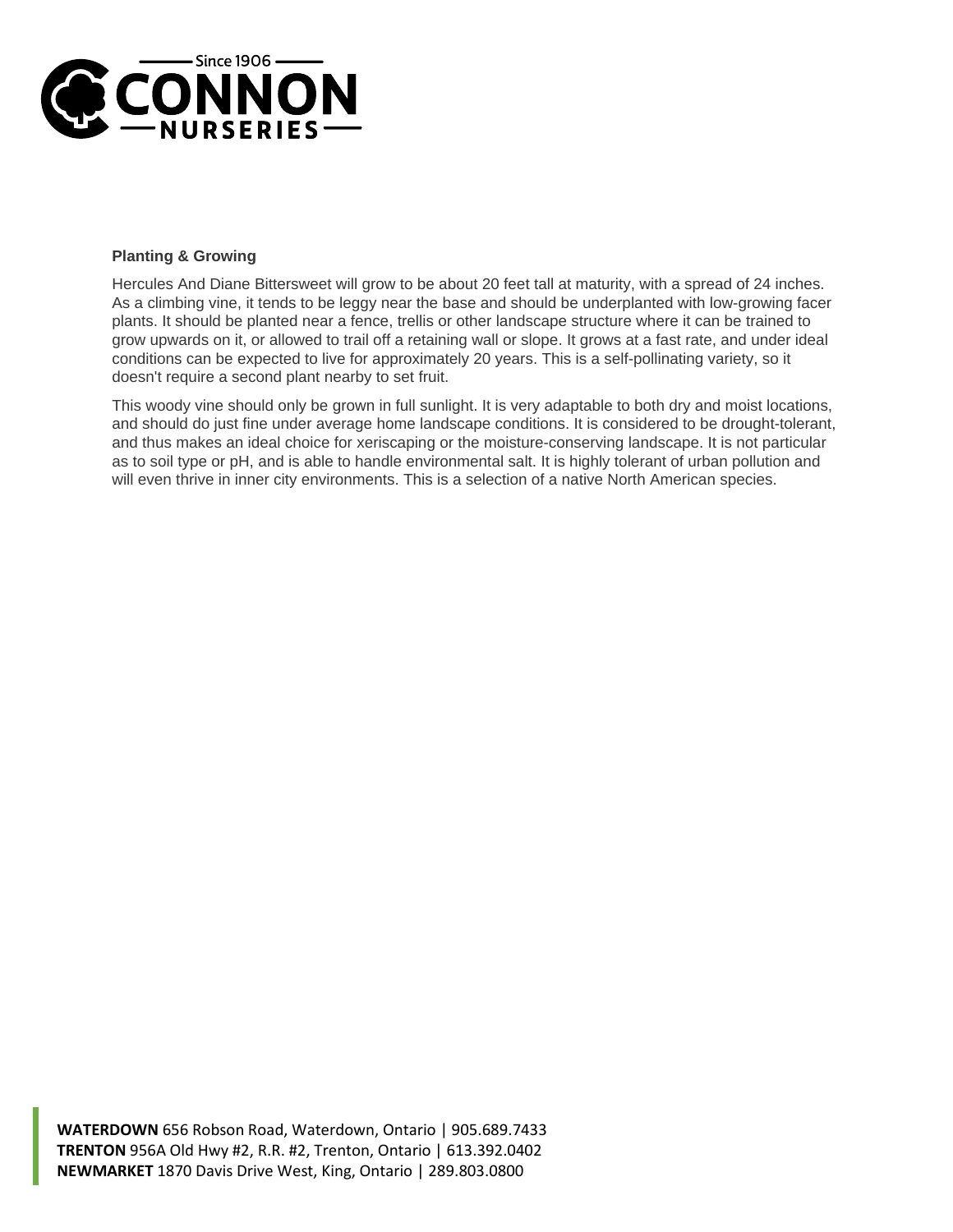### Planting & Growing

Hercules And Diane Bittersweet will grow to be about 20 feet tall at maturity, with a spread of 24 inches. As a climbing vine, it tends to be leggy near the base and should be underplanted with low-growing facer plants. It should be planted near a fence, trellis or other landscape structure where it can be trained to grow upwards on it, or allowed to trail off a retaining wall or slope. It grows at a fast rate, and under ideal conditions can be expected to live for approximately 20 years. This is a self-pollinating variety, so it doesn't require a second plant nearby to set fruit.

This woody vine should only be grown in full sunlight. It is very adaptable to both dry and moist locations, and should do just fine under average home landscape conditions. It is considered to be drought-tolerant, and thus makes an ideal choice for xeriscaping or the moisture-conserving landscape. It is not particular as to soil type or pH, and is able to handle environmental salt. It is highly tolerant of urban pollution and will even thrive in inner city environments. This is a selection of a native North American species.